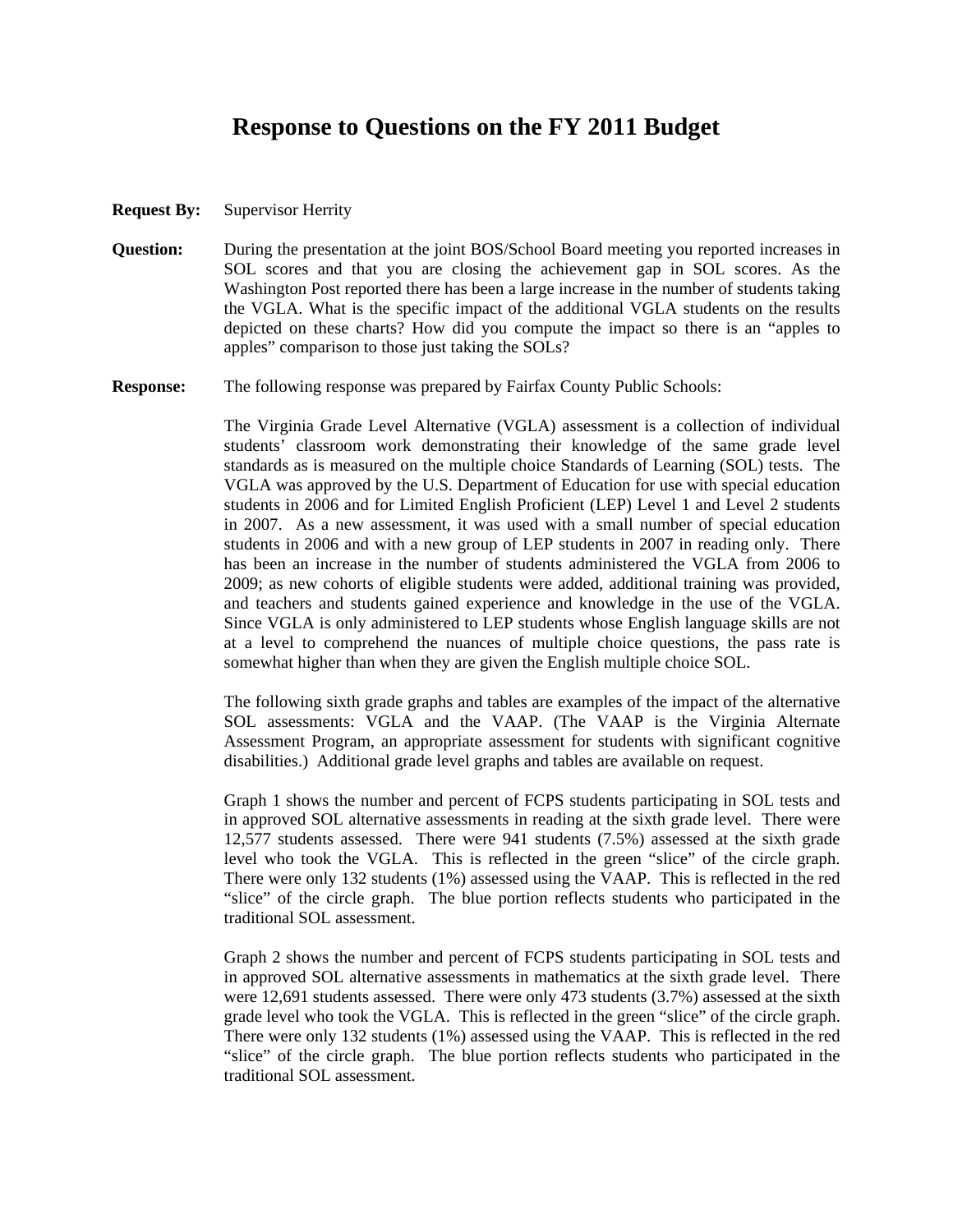# Response to Questions on the FY 2011 Budget

**Request By:** Supervisor Herrity

**Question:** During the presentation at the joint BOS/School Board meeting you reported increases in SOL scores and that you are closing the achievement gap in SOL scores. As the Washington Post reported there has been a large increase in the number of students taking the VGLA. What is the specific impact of the additional VGLA students on the results depicted on these charts? How did you compute the impact so there is an "apples to apples" comparison to those just taking the SOLs?

**Response:** The following response was prepared by Fairfax County Public Schools:

The Virginia Grade Level Alternative (VGLA) assessment is a collection of individual students' classroom work demonstrating their knowledge of the same grade level standards as is measured on the multiple choice Standards of Learning (SOL) tests. The VGLA was approved by the U.S. Department of Education for use with special education students in 2006 and for Limited English Proficient (LEP) Level 1 and Level 2 students in 2007. As a new assessment, it was used with a small number of special education students in 2006 and with a new group of LEP students in 2007 in reading only. There has been an increase in the number of students administered the VGLA from 2006 to 2009; as new cohorts of eligible students were added, additional training was provided, and teachers and students gained experience and knowledge in the use of the VGLA. Since VGLA is only administered to LEP students whose English language skills are not at a level to comprehend the nuances of multiple choice questions, the pass rate is somewhat higher than when they are given the English multiple choice SOL.

The following sixth grade graphs and tables are examples of the impact of the alternative SOL assessments: VGLA and the VAAP. (The VAAP is the Virginia Alternate Assessment Program, an appropriate assessment for students with significant cognitive disabilities.) Additional grade level graphs and tables are available on request.

Graph 1 shows the number and percent of FCPS students participating in SOL tests and in approved SOL alternative assessments in reading at the sixth grade level. There were 12,577 students assessed. There were 941 students (7.5%) assessed at the sixth grade level who took the VGLA. This is reflected in the green "slice" of the circle graph. There were only 132 students (1%) assessed using the VAAP. This is reflected in the red "slice" of the circle graph. The blue portion reflects students who participated in the traditional SOL assessment.

Graph 2 shows the number and percent of FCPS students participating in SOL tests and in approved SOL alternative assessments in mathematics at the sixth grade level. There were 12,691 students assessed. There were only 473 students (3.7%) assessed at the sixth grade level who took the VGLA. This is reflected in the green "slice" of the circle graph. There were only 132 students (1%) assessed using the VAAP. This is reflected in the red "slice" of the circle graph. The blue portion reflects students who participated in the traditional SOL assessment.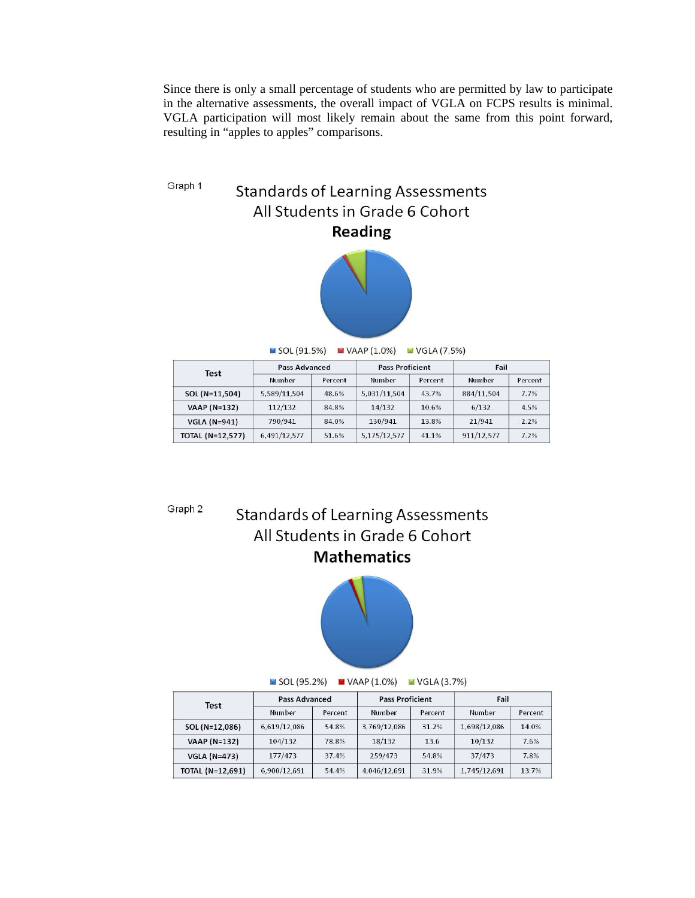Since there is only a small percentage of students who are permitted by law to participate in the alternative assessments, the overall impact of VGLA on FCPS results is minimal. VGLA participation will most likely remain about the same from this point forward, resulting in "apples to apples" comparisons.

Graph 1

Standards of Learning Assessments
All Students in Grade 6 Cohort
**Reading**

SOL (91.5%) VAAP (1.0%) VGLA (7.5%)

| Test | Pass Advanced | | Pass Proficient | | Fail | |
|---|---|---|---|---|---|---|
| | Number | Percent | Number | Percent | Number | Percent |
| **SOL (N=11,504)** | 5,589/11,504 | 48.6% | 5,031/11,504 | 43.7% | 884/11,504 | 7.7% |
| **VAAP (N=132)** | 112/132 | 84.8% | 14/132 | 10.6% | 6/132 | 4.5% |
| **VGLA (N=941)** | 790/941 | 84.0% | 130/941 | 13.8% | 21/941 | 2.2% |
| **TOTAL (N=12,577)** | 6,491/12,577 | 51.6% | 5,175/12,577 | 41.1% | 911/12,577 | 7.2% |

Graph 2

Standards of Learning Assessments
All Students in Grade 6 Cohort
**Mathematics**

SOL (95.2%) VAAP (1.0%) VGLA (3.7%)

| Test | Pass Advanced | | Pass Proficient | | Fail | |
|---|---|---|---|---|---|---|
| | Number | Percent | Number | Percent | Number | Percent |
| **SOL (N=12,086)** | 6,619/12,086 | 54.8% | 3,769/12,086 | 31.2% | 1,698/12,086 | 14.0% |
| **VAAP (N=132)** | 104/132 | 78.8% | 18/132 | 13.6 | 10/132 | 7.6% |
| **VGLA (N=473)** | 177/473 | 37.4% | 259/473 | 54.8% | 37/473 | 7.8% |
| **TOTAL (N=12,691)** | 6,900/12,691 | 54.4% | 4,046/12,691 | 31.9% | 1,745/12,691 | 13.7% |